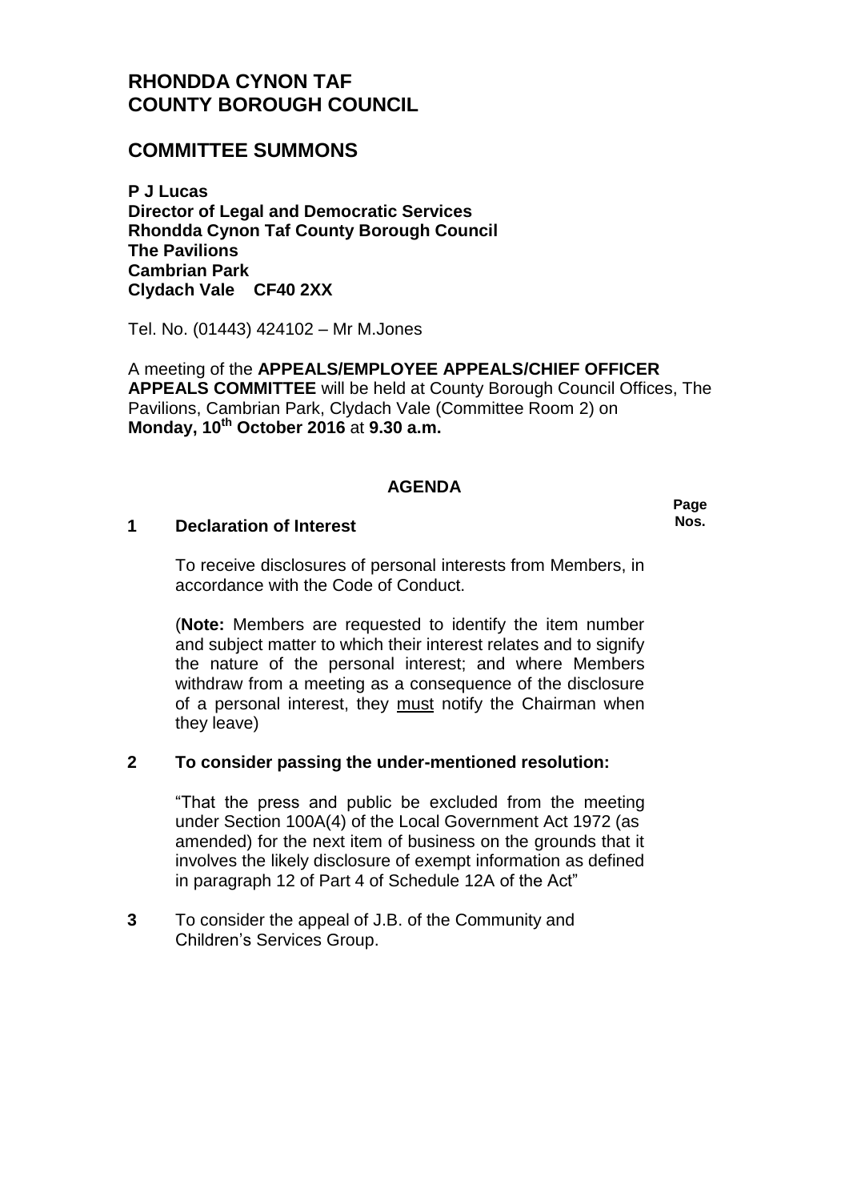# RHONDDA CYNON TAF COUNTY BOROUGH COUNCIL

## COMMITTEE SUMMONS

**P J Lucas**
**Director of Legal and Democratic Services**
**Rhondda Cynon Taf County Borough Council**
**The Pavilions**
**Cambrian Park**
**Clydach Vale CF40 2XX**

Tel. No. (01443) 424102 – Mr M.Jones

A meeting of the **APPEALS/EMPLOYEE APPEALS/CHIEF OFFICER APPEALS COMMITTEE** will be held at County Borough Council Offices, The Pavilions, Cambrian Park, Clydach Vale (Committee Room 2) on **Monday, 10th October 2016** at **9.30 a.m.**

### AGENDA

**Page Nos.**

**1 Declaration of Interest**

To receive disclosures of personal interests from Members, in accordance with the Code of Conduct.

(**Note:** Members are requested to identify the item number and subject matter to which their interest relates and to signify the nature of the personal interest; and where Members withdraw from a meeting as a consequence of the disclosure of a personal interest, they must notify the Chairman when they leave)

**2 To consider passing the under-mentioned resolution:**

"That the press and public be excluded from the meeting under Section 100A(4) of the Local Government Act 1972 (as amended) for the next item of business on the grounds that it involves the likely disclosure of exempt information as defined in paragraph 12 of Part 4 of Schedule 12A of the Act"

**3** To consider the appeal of J.B. of the Community and Children's Services Group.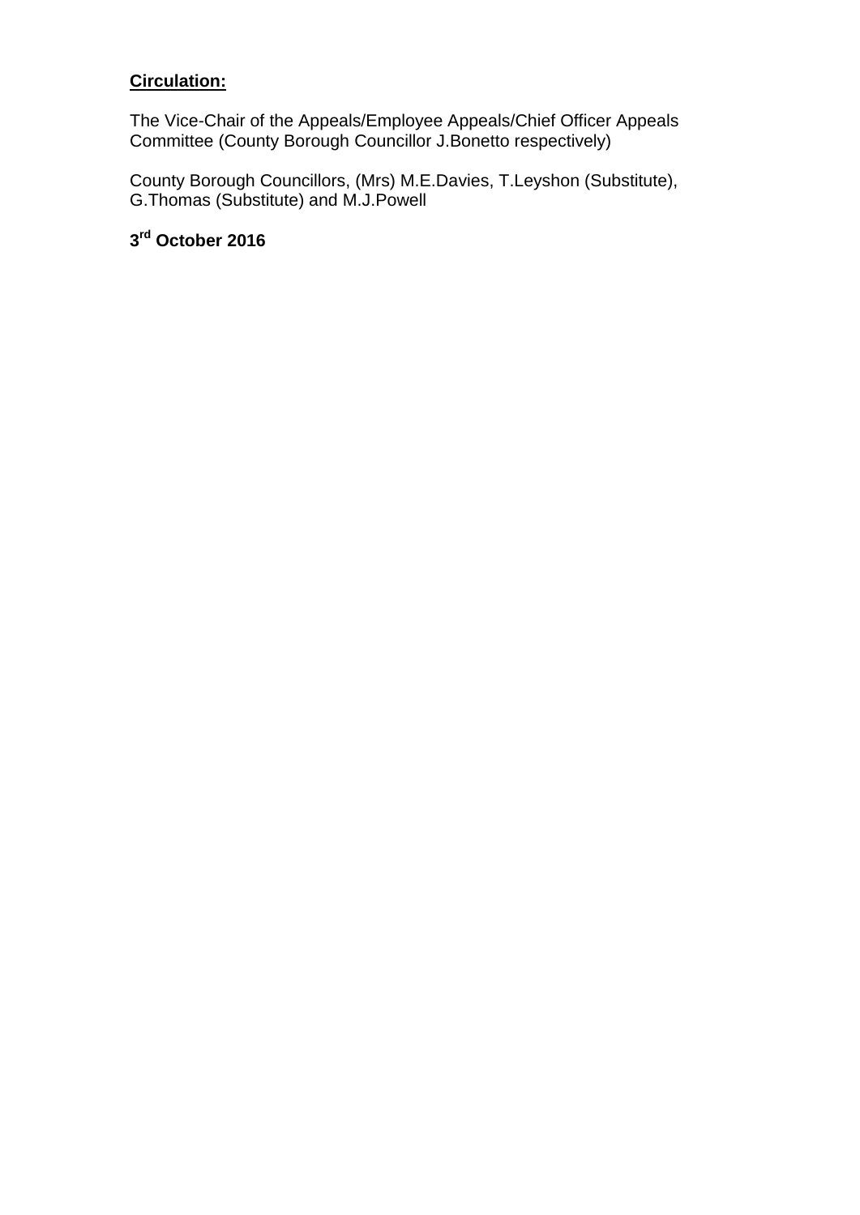**Circulation:**

The Vice-Chair of the Appeals/Employee Appeals/Chief Officer Appeals Committee (County Borough Councillor J.Bonetto respectively)

County Borough Councillors, (Mrs) M.E.Davies, T.Leyshon (Substitute), G.Thomas (Substitute) and M.J.Powell

**3rd October 2016**